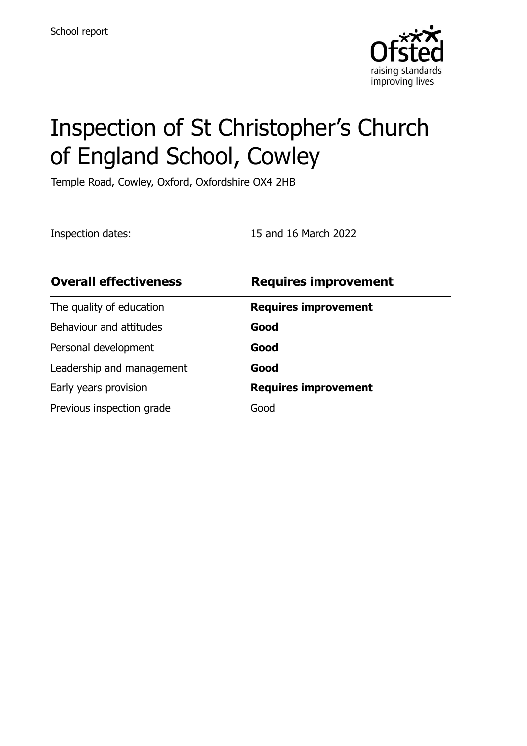School report

# Inspection of St Christopher's Church of England School, Cowley

Temple Road, Cowley, Oxford, Oxfordshire OX4 2HB

Inspection dates: 15 and 16 March 2022

| **Overall effectiveness** | **Requires improvement** |
| --- | --- |
| The quality of education | **Requires improvement** |
| Behaviour and attitudes | **Good** |
| Personal development | **Good** |
| Leadership and management | **Good** |
| Early years provision | **Requires improvement** |
| Previous inspection grade | Good |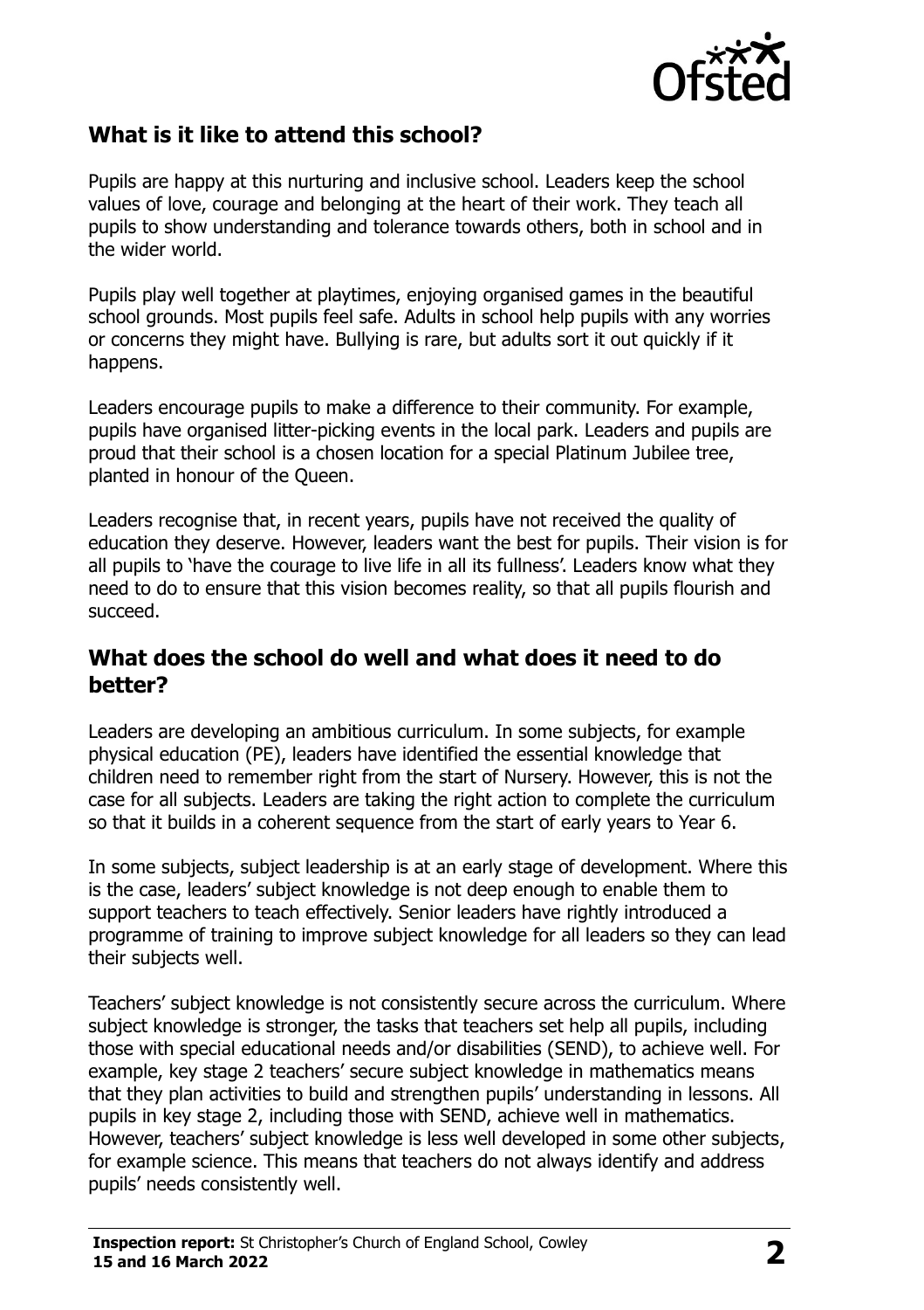## What is it like to attend this school?

Pupils are happy at this nurturing and inclusive school. Leaders keep the school values of love, courage and belonging at the heart of their work. They teach all pupils to show understanding and tolerance towards others, both in school and in the wider world.

Pupils play well together at playtimes, enjoying organised games in the beautiful school grounds. Most pupils feel safe. Adults in school help pupils with any worries or concerns they might have. Bullying is rare, but adults sort it out quickly if it happens.

Leaders encourage pupils to make a difference to their community. For example, pupils have organised litter-picking events in the local park. Leaders and pupils are proud that their school is a chosen location for a special Platinum Jubilee tree, planted in honour of the Queen.

Leaders recognise that, in recent years, pupils have not received the quality of education they deserve. However, leaders want the best for pupils. Their vision is for all pupils to 'have the courage to live life in all its fullness'. Leaders know what they need to do to ensure that this vision becomes reality, so that all pupils flourish and succeed.

## What does the school do well and what does it need to do better?

Leaders are developing an ambitious curriculum. In some subjects, for example physical education (PE), leaders have identified the essential knowledge that children need to remember right from the start of Nursery. However, this is not the case for all subjects. Leaders are taking the right action to complete the curriculum so that it builds in a coherent sequence from the start of early years to Year 6.

In some subjects, subject leadership is at an early stage of development. Where this is the case, leaders' subject knowledge is not deep enough to enable them to support teachers to teach effectively. Senior leaders have rightly introduced a programme of training to improve subject knowledge for all leaders so they can lead their subjects well.

Teachers' subject knowledge is not consistently secure across the curriculum. Where subject knowledge is stronger, the tasks that teachers set help all pupils, including those with special educational needs and/or disabilities (SEND), to achieve well. For example, key stage 2 teachers' secure subject knowledge in mathematics means that they plan activities to build and strengthen pupils' understanding in lessons. All pupils in key stage 2, including those with SEND, achieve well in mathematics. However, teachers' subject knowledge is less well developed in some other subjects, for example science. This means that teachers do not always identify and address pupils' needs consistently well.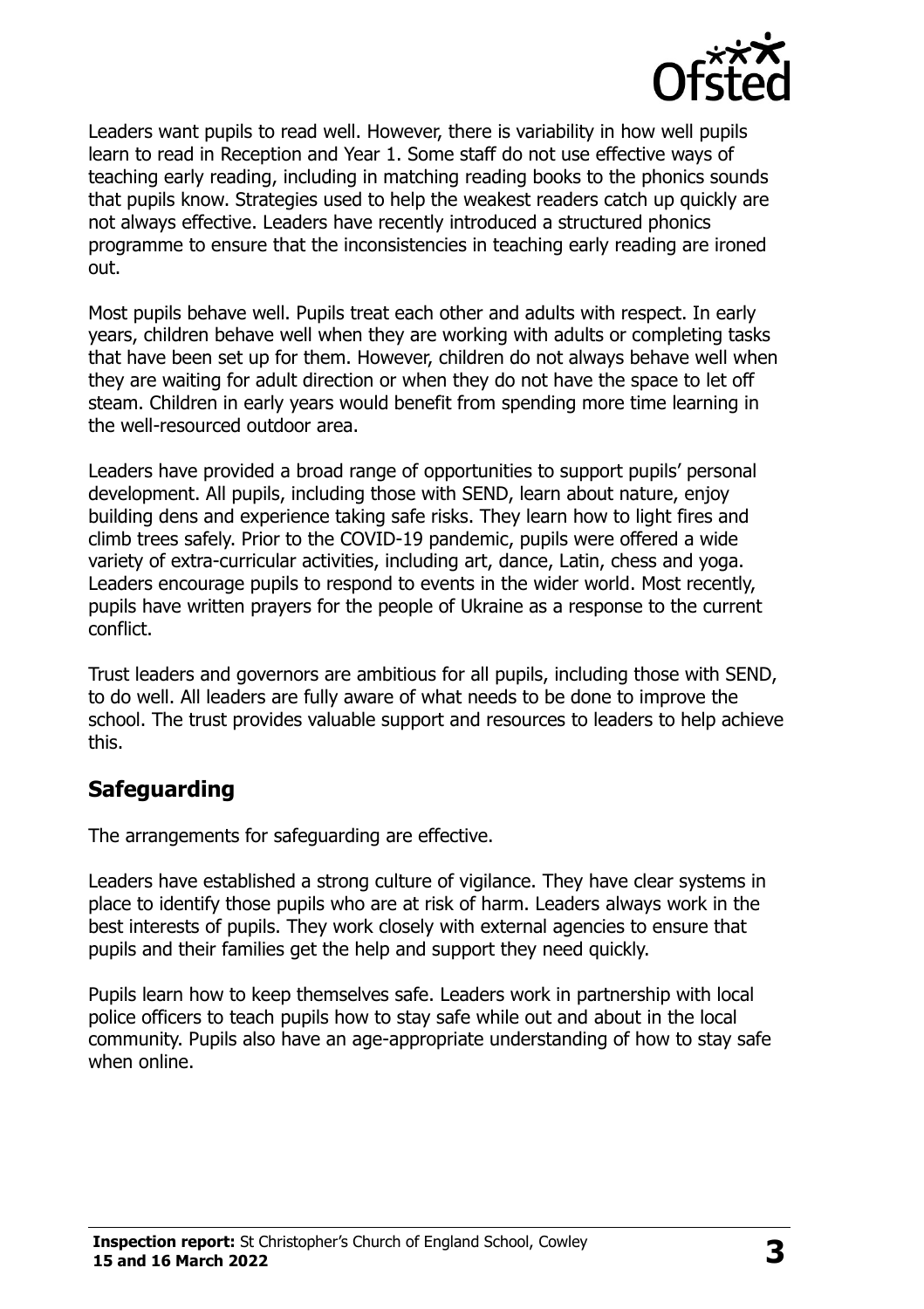Leaders want pupils to read well. However, there is variability in how well pupils learn to read in Reception and Year 1. Some staff do not use effective ways of teaching early reading, including in matching reading books to the phonics sounds that pupils know. Strategies used to help the weakest readers catch up quickly are not always effective. Leaders have recently introduced a structured phonics programme to ensure that the inconsistencies in teaching early reading are ironed out.

Most pupils behave well. Pupils treat each other and adults with respect. In early years, children behave well when they are working with adults or completing tasks that have been set up for them. However, children do not always behave well when they are waiting for adult direction or when they do not have the space to let off steam. Children in early years would benefit from spending more time learning in the well-resourced outdoor area.

Leaders have provided a broad range of opportunities to support pupils' personal development. All pupils, including those with SEND, learn about nature, enjoy building dens and experience taking safe risks. They learn how to light fires and climb trees safely. Prior to the COVID-19 pandemic, pupils were offered a wide variety of extra-curricular activities, including art, dance, Latin, chess and yoga. Leaders encourage pupils to respond to events in the wider world. Most recently, pupils have written prayers for the people of Ukraine as a response to the current conflict.

Trust leaders and governors are ambitious for all pupils, including those with SEND, to do well. All leaders are fully aware of what needs to be done to improve the school. The trust provides valuable support and resources to leaders to help achieve this.

## Safeguarding

The arrangements for safeguarding are effective.

Leaders have established a strong culture of vigilance. They have clear systems in place to identify those pupils who are at risk of harm. Leaders always work in the best interests of pupils. They work closely with external agencies to ensure that pupils and their families get the help and support they need quickly.

Pupils learn how to keep themselves safe. Leaders work in partnership with local police officers to teach pupils how to stay safe while out and about in the local community. Pupils also have an age-appropriate understanding of how to stay safe when online.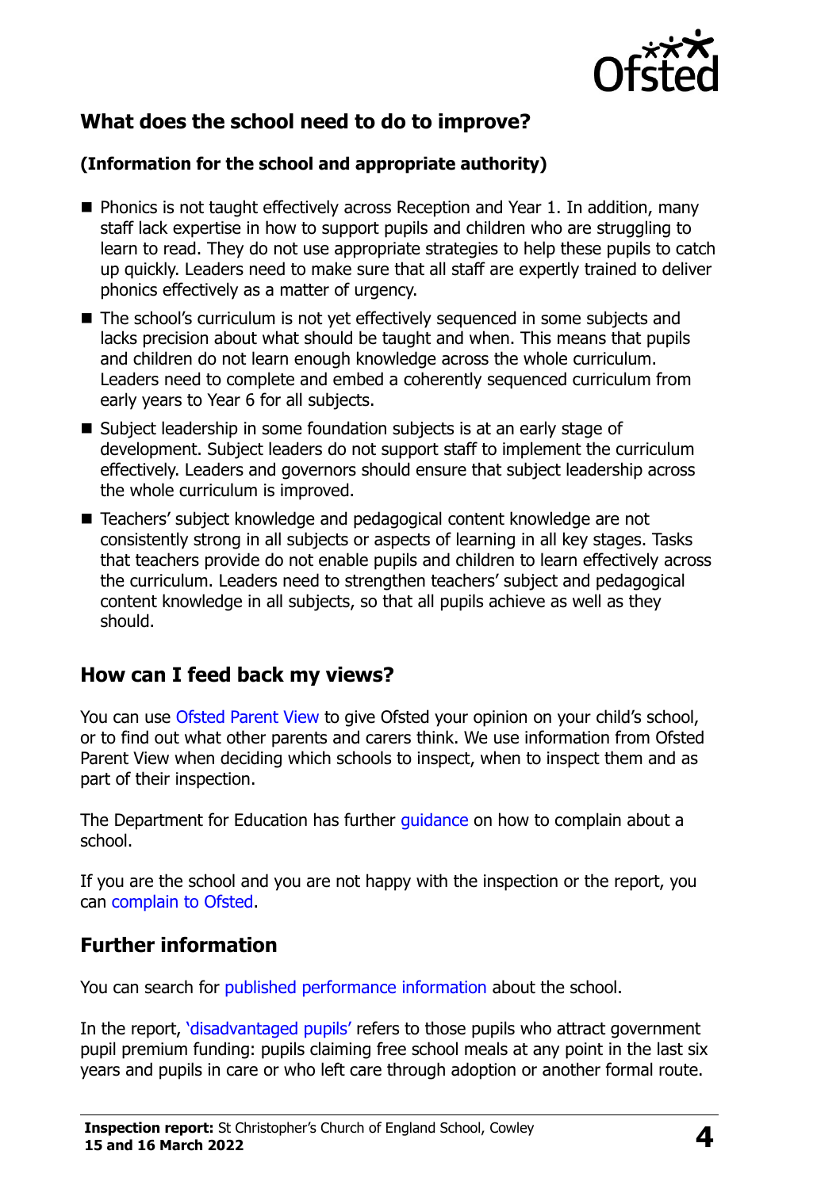## What does the school need to do to improve?

**(Information for the school and appropriate authority)**

- Phonics is not taught effectively across Reception and Year 1. In addition, many staff lack expertise in how to support pupils and children who are struggling to learn to read. They do not use appropriate strategies to help these pupils to catch up quickly. Leaders need to make sure that all staff are expertly trained to deliver phonics effectively as a matter of urgency.
- The school's curriculum is not yet effectively sequenced in some subjects and lacks precision about what should be taught and when. This means that pupils and children do not learn enough knowledge across the whole curriculum. Leaders need to complete and embed a coherently sequenced curriculum from early years to Year 6 for all subjects.
- Subject leadership in some foundation subjects is at an early stage of development. Subject leaders do not support staff to implement the curriculum effectively. Leaders and governors should ensure that subject leadership across the whole curriculum is improved.
- Teachers' subject knowledge and pedagogical content knowledge are not consistently strong in all subjects or aspects of learning in all key stages. Tasks that teachers provide do not enable pupils and children to learn effectively across the curriculum. Leaders need to strengthen teachers' subject and pedagogical content knowledge in all subjects, so that all pupils achieve as well as they should.

## How can I feed back my views?

You can use Ofsted Parent View to give Ofsted your opinion on your child's school, or to find out what other parents and carers think. We use information from Ofsted Parent View when deciding which schools to inspect, when to inspect them and as part of their inspection.

The Department for Education has further guidance on how to complain about a school.

If you are the school and you are not happy with the inspection or the report, you can complain to Ofsted.

## Further information

You can search for published performance information about the school.

In the report, 'disadvantaged pupils' refers to those pupils who attract government pupil premium funding: pupils claiming free school meals at any point in the last six years and pupils in care or who left care through adoption or another formal route.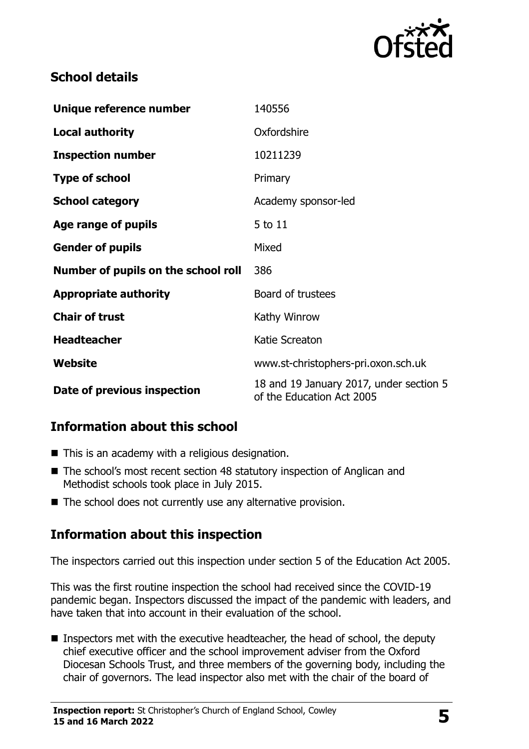## School details

| | |
|---|---|
| **Unique reference number** | 140556 |
| **Local authority** | Oxfordshire |
| **Inspection number** | 10211239 |
| **Type of school** | Primary |
| **School category** | Academy sponsor-led |
| **Age range of pupils** | 5 to 11 |
| **Gender of pupils** | Mixed |
| **Number of pupils on the school roll** | 386 |
| **Appropriate authority** | Board of trustees |
| **Chair of trust** | Kathy Winrow |
| **Headteacher** | Katie Screaton |
| **Website** | www.st-christophers-pri.oxon.sch.uk |
| **Date of previous inspection** | 18 and 19 January 2017, under section 5 of the Education Act 2005 |

## Information about this school

- This is an academy with a religious designation.
- The school's most recent section 48 statutory inspection of Anglican and Methodist schools took place in July 2015.
- The school does not currently use any alternative provision.

## Information about this inspection

The inspectors carried out this inspection under section 5 of the Education Act 2005.

This was the first routine inspection the school had received since the COVID-19 pandemic began. Inspectors discussed the impact of the pandemic with leaders, and have taken that into account in their evaluation of the school.

- Inspectors met with the executive headteacher, the head of school, the deputy chief executive officer and the school improvement adviser from the Oxford Diocesan Schools Trust, and three members of the governing body, including the chair of governors. The lead inspector also met with the chair of the board of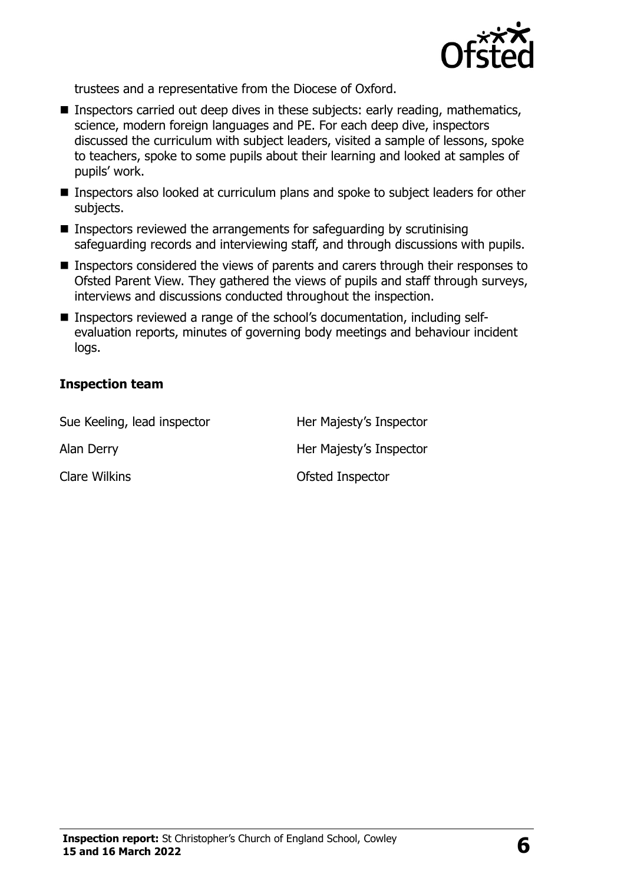trustees and a representative from the Diocese of Oxford.

- Inspectors carried out deep dives in these subjects: early reading, mathematics, science, modern foreign languages and PE. For each deep dive, inspectors discussed the curriculum with subject leaders, visited a sample of lessons, spoke to teachers, spoke to some pupils about their learning and looked at samples of pupils' work.
- Inspectors also looked at curriculum plans and spoke to subject leaders for other subjects.
- Inspectors reviewed the arrangements for safeguarding by scrutinising safeguarding records and interviewing staff, and through discussions with pupils.
- Inspectors considered the views of parents and carers through their responses to Ofsted Parent View. They gathered the views of pupils and staff through surveys, interviews and discussions conducted throughout the inspection.
- Inspectors reviewed a range of the school's documentation, including self-evaluation reports, minutes of governing body meetings and behaviour incident logs.

### Inspection team

| | |
|---|---|
| Sue Keeling, lead inspector | Her Majesty's Inspector |
| Alan Derry | Her Majesty's Inspector |
| Clare Wilkins | Ofsted Inspector |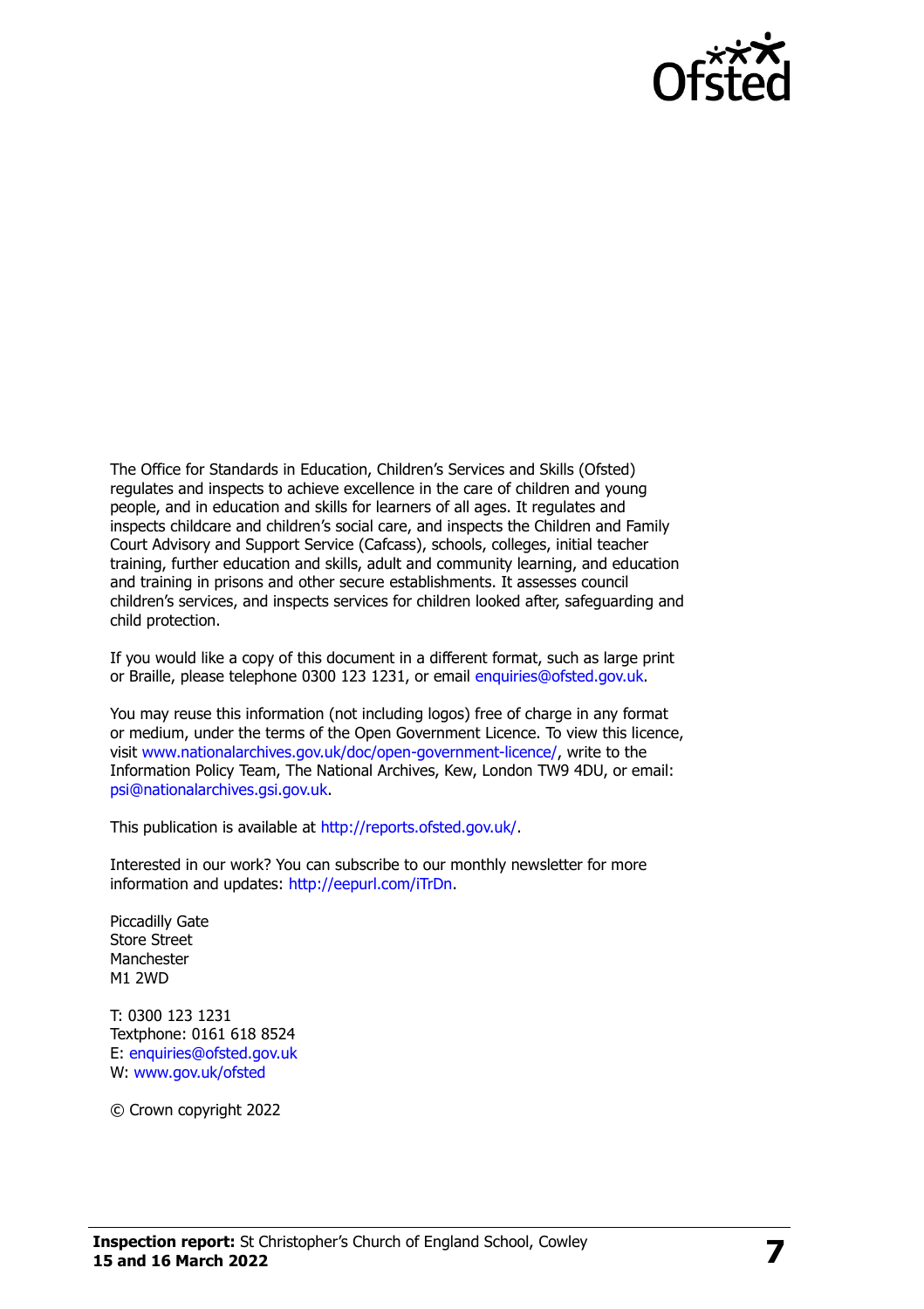The Office for Standards in Education, Children's Services and Skills (Ofsted) regulates and inspects to achieve excellence in the care of children and young people, and in education and skills for learners of all ages. It regulates and inspects childcare and children's social care, and inspects the Children and Family Court Advisory and Support Service (Cafcass), schools, colleges, initial teacher training, further education and skills, adult and community learning, and education and training in prisons and other secure establishments. It assesses council children's services, and inspects services for children looked after, safeguarding and child protection.

If you would like a copy of this document in a different format, such as large print or Braille, please telephone 0300 123 1231, or email enquiries@ofsted.gov.uk.

You may reuse this information (not including logos) free of charge in any format or medium, under the terms of the Open Government Licence. To view this licence, visit www.nationalarchives.gov.uk/doc/open-government-licence/, write to the Information Policy Team, The National Archives, Kew, London TW9 4DU, or email: psi@nationalarchives.gsi.gov.uk.

This publication is available at http://reports.ofsted.gov.uk/.

Interested in our work? You can subscribe to our monthly newsletter for more information and updates: http://eepurl.com/iTrDn.

Piccadilly Gate
Store Street
Manchester
M1 2WD

T: 0300 123 1231
Textphone: 0161 618 8524
E: enquiries@ofsted.gov.uk
W: www.gov.uk/ofsted

© Crown copyright 2022